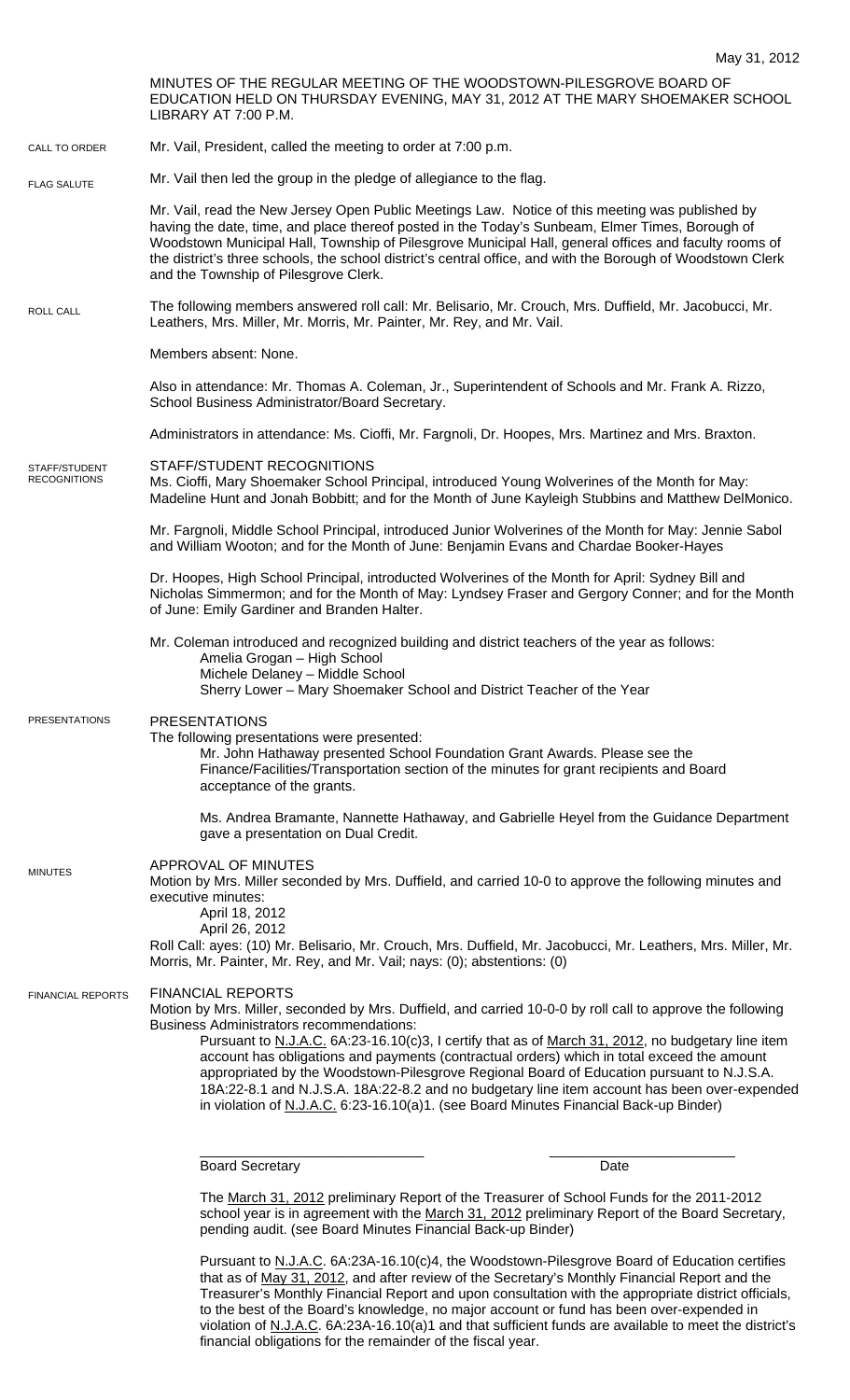May 31, 2012

MINUTES OF THE REGULAR MEETING OF THE WOODSTOWN-PILESGROVE BOARD OF EDUCATION HELD ON THURSDAY EVENING, MAY 31, 2012 AT THE MARY SHOEMAKER SCHOOL LIBRARY AT 7:00 P.M.

CALL TO ORDER

Mr. Vail, President, called the meeting to order at 7:00 p.m.

FLAG SALUTE

Mr. Vail then led the group in the pledge of allegiance to the flag.

Mr. Vail, read the New Jersey Open Public Meetings Law. Notice of this meeting was published by having the date, time, and place thereof posted in the Today's Sunbeam, Elmer Times, Borough of Woodstown Municipal Hall, Township of Pilesgrove Municipal Hall, general offices and faculty rooms of the district's three schools, the school district's central office, and with the Borough of Woodstown Clerk and the Township of Pilesgrove Clerk.

ROLL CALL

The following members answered roll call: Mr. Belisario, Mr. Crouch, Mrs. Duffield, Mr. Jacobucci, Mr. Leathers, Mrs. Miller, Mr. Morris, Mr. Painter, Mr. Rey, and Mr. Vail.

Members absent: None.

Also in attendance: Mr. Thomas A. Coleman, Jr., Superintendent of Schools and Mr. Frank A. Rizzo, School Business Administrator/Board Secretary.

Administrators in attendance: Ms. Cioffi, Mr. Fargnoli, Dr. Hoopes, Mrs. Martinez and Mrs. Braxton.

STAFF/STUDENT RECOGNITIONS

STAFF/STUDENT RECOGNITIONS

Ms. Cioffi, Mary Shoemaker School Principal, introduced Young Wolverines of the Month for May: Madeline Hunt and Jonah Bobbitt; and for the Month of June Kayleigh Stubbins and Matthew DelMonico.

Mr. Fargnoli, Middle School Principal, introduced Junior Wolverines of the Month for May: Jennie Sabol and William Wooton; and for the Month of June: Benjamin Evans and Chardae Booker-Hayes

Dr. Hoopes, High School Principal, introducted Wolverines of the Month for April: Sydney Bill and Nicholas Simmermon; and for the Month of May: Lyndsey Fraser and Gergory Conner; and for the Month of June: Emily Gardiner and Branden Halter.

Mr. Coleman introduced and recognized building and district teachers of the year as follows:

- Amelia Grogan – High School
- Michele Delaney – Middle School
- Sherry Lower – Mary Shoemaker School and District Teacher of the Year

PRESENTATIONS

PRESENTATIONS

The following presentations were presented:

Mr. John Hathaway presented School Foundation Grant Awards. Please see the Finance/Facilities/Transportation section of the minutes for grant recipients and Board acceptance of the grants.

Ms. Andrea Bramante, Nannette Hathaway, and Gabrielle Heyel from the Guidance Department gave a presentation on Dual Credit.

MINUTES

APPROVAL OF MINUTES

Motion by Mrs. Miller seconded by Mrs. Duffield, and carried 10-0 to approve the following minutes and executive minutes:

- April 18, 2012
- April 26, 2012

Roll Call: ayes: (10) Mr. Belisario, Mr. Crouch, Mrs. Duffield, Mr. Jacobucci, Mr. Leathers, Mrs. Miller, Mr. Morris, Mr. Painter, Mr. Rey, and Mr. Vail; nays: (0); abstentions: (0)

FINANCIAL REPORTS

FINANCIAL REPORTS

Motion by Mrs. Miller, seconded by Mrs. Duffield, and carried 10-0-0 by roll call to approve the following Business Administrators recommendations:

Pursuant to N.J.A.C. 6A:23-16.10(c)3, I certify that as of March 31, 2012, no budgetary line item account has obligations and payments (contractual orders) which in total exceed the amount appropriated by the Woodstown-Pilesgrove Regional Board of Education pursuant to N.J.S.A. 18A:22-8.1 and N.J.S.A. 18A:22-8.2 and no budgetary line item account has been over-expended in violation of N.J.A.C. 6:23-16.10(a)1. (see Board Minutes Financial Back-up Binder)

\_\_\_\_\_\_\_\_\_\_\_\_\_\_\_\_\_\_\_\_\_\_\_\_\_\_ \_\_\_\_\_\_\_\_\_\_\_\_\_\_\_\_\_\_\_\_

Board Secretary Date

The March 31, 2012 preliminary Report of the Treasurer of School Funds for the 2011-2012 school year is in agreement with the March 31, 2012 preliminary Report of the Board Secretary, pending audit. (see Board Minutes Financial Back-up Binder)

Pursuant to N.J.A.C. 6A:23A-16.10(c)4, the Woodstown-Pilesgrove Board of Education certifies that as of May 31, 2012, and after review of the Secretary's Monthly Financial Report and the Treasurer's Monthly Financial Report and upon consultation with the appropriate district officials, to the best of the Board's knowledge, no major account or fund has been over-expended in violation of N.J.A.C. 6A:23A-16.10(a)1 and that sufficient funds are available to meet the district's financial obligations for the remainder of the fiscal year.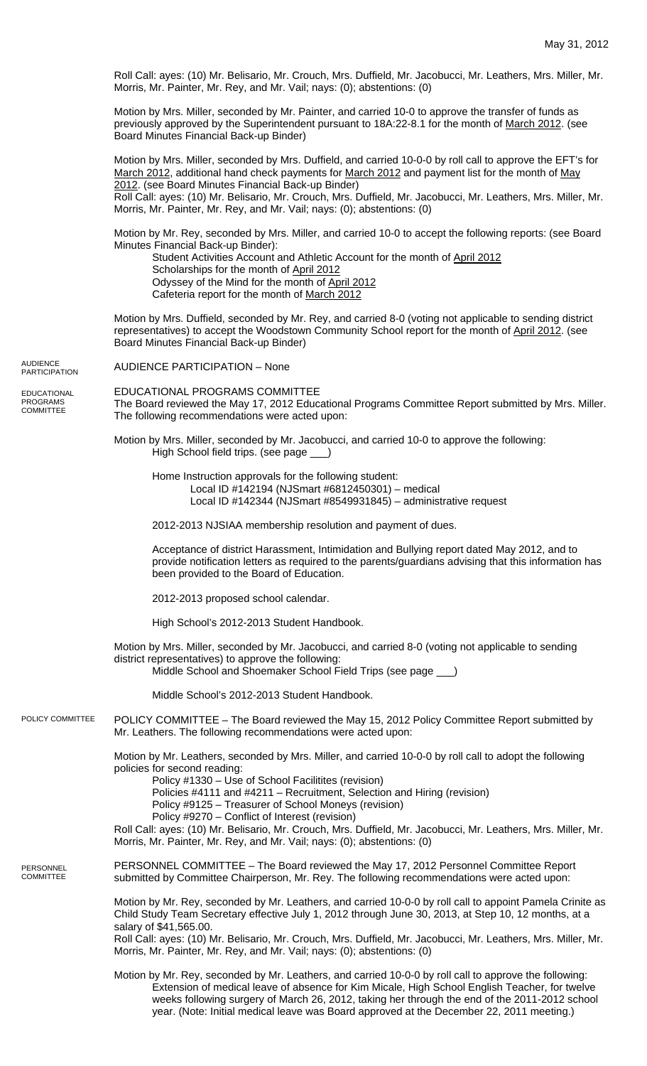May 31, 2012

Roll Call: ayes: (10) Mr. Belisario, Mr. Crouch, Mrs. Duffield, Mr. Jacobucci, Mr. Leathers, Mrs. Miller, Mr. Morris, Mr. Painter, Mr. Rey, and Mr. Vail; nays: (0); abstentions: (0)

Motion by Mrs. Miller, seconded by Mr. Painter, and carried 10-0 to approve the transfer of funds as previously approved by the Superintendent pursuant to 18A:22-8.1 for the month of March 2012. (see Board Minutes Financial Back-up Binder)

Motion by Mrs. Miller, seconded by Mrs. Duffield, and carried 10-0-0 by roll call to approve the EFT's for March 2012, additional hand check payments for March 2012 and payment list for the month of May 2012. (see Board Minutes Financial Back-up Binder)
Roll Call: ayes: (10) Mr. Belisario, Mr. Crouch, Mrs. Duffield, Mr. Jacobucci, Mr. Leathers, Mrs. Miller, Mr. Morris, Mr. Painter, Mr. Rey, and Mr. Vail; nays: (0); abstentions: (0)

Motion by Mr. Rey, seconded by Mrs. Miller, and carried 10-0 to accept the following reports: (see Board Minutes Financial Back-up Binder):

Student Activities Account and Athletic Account for the month of April 2012
Scholarships for the month of April 2012
Odyssey of the Mind for the month of April 2012
Cafeteria report for the month of March 2012

Motion by Mrs. Duffield, seconded by Mr. Rey, and carried 8-0 (voting not applicable to sending district representatives) to accept the Woodstown Community School report for the month of April 2012. (see Board Minutes Financial Back-up Binder)

AUDIENCE PARTICIPATION

AUDIENCE PARTICIPATION – None

EDUCATIONAL PROGRAMS COMMITTEE

EDUCATIONAL PROGRAMS COMMITTEE
The Board reviewed the May 17, 2012 Educational Programs Committee Report submitted by Mrs. Miller. The following recommendations were acted upon:

Motion by Mrs. Miller, seconded by Mr. Jacobucci, and carried 10-0 to approve the following:

High School field trips. (see page ___)

Home Instruction approvals for the following student:
Local ID #142194 (NJSmart #6812450301) – medical
Local ID #142344 (NJSmart #8549931845) – administrative request

2012-2013 NJSIAA membership resolution and payment of dues.

Acceptance of district Harassment, Intimidation and Bullying report dated May 2012, and to provide notification letters as required to the parents/guardians advising that this information has been provided to the Board of Education.

2012-2013 proposed school calendar.

High School's 2012-2013 Student Handbook.

Motion by Mrs. Miller, seconded by Mr. Jacobucci, and carried 8-0 (voting not applicable to sending district representatives) to approve the following:

Middle School and Shoemaker School Field Trips (see page ___)

Middle School's 2012-2013 Student Handbook.

POLICY COMMITTEE

POLICY COMMITTEE – The Board reviewed the May 15, 2012 Policy Committee Report submitted by Mr. Leathers. The following recommendations were acted upon:

Motion by Mr. Leathers, seconded by Mrs. Miller, and carried 10-0-0 by roll call to adopt the following policies for second reading:

Policy #1330 – Use of School Facilitites (revision)
Policies #4111 and #4211 – Recruitment, Selection and Hiring (revision)
Policy #9125 – Treasurer of School Moneys (revision)
Policy #9270 – Conflict of Interest (revision)

Roll Call: ayes: (10) Mr. Belisario, Mr. Crouch, Mrs. Duffield, Mr. Jacobucci, Mr. Leathers, Mrs. Miller, Mr. Morris, Mr. Painter, Mr. Rey, and Mr. Vail; nays: (0); abstentions: (0)

PERSONNEL COMMITTEE

PERSONNEL COMMITTEE – The Board reviewed the May 17, 2012 Personnel Committee Report submitted by Committee Chairperson, Mr. Rey. The following recommendations were acted upon:

Motion by Mr. Rey, seconded by Mr. Leathers, and carried 10-0-0 by roll call to appoint Pamela Crinite as Child Study Team Secretary effective July 1, 2012 through June 30, 2013, at Step 10, 12 months, at a salary of $41,565.00.
Roll Call: ayes: (10) Mr. Belisario, Mr. Crouch, Mrs. Duffield, Mr. Jacobucci, Mr. Leathers, Mrs. Miller, Mr. Morris, Mr. Painter, Mr. Rey, and Mr. Vail; nays: (0); abstentions: (0)

Motion by Mr. Rey, seconded by Mr. Leathers, and carried 10-0-0 by roll call to approve the following:

Extension of medical leave of absence for Kim Micale, High School English Teacher, for twelve weeks following surgery of March 26, 2012, taking her through the end of the 2011-2012 school year. (Note: Initial medical leave was Board approved at the December 22, 2011 meeting.)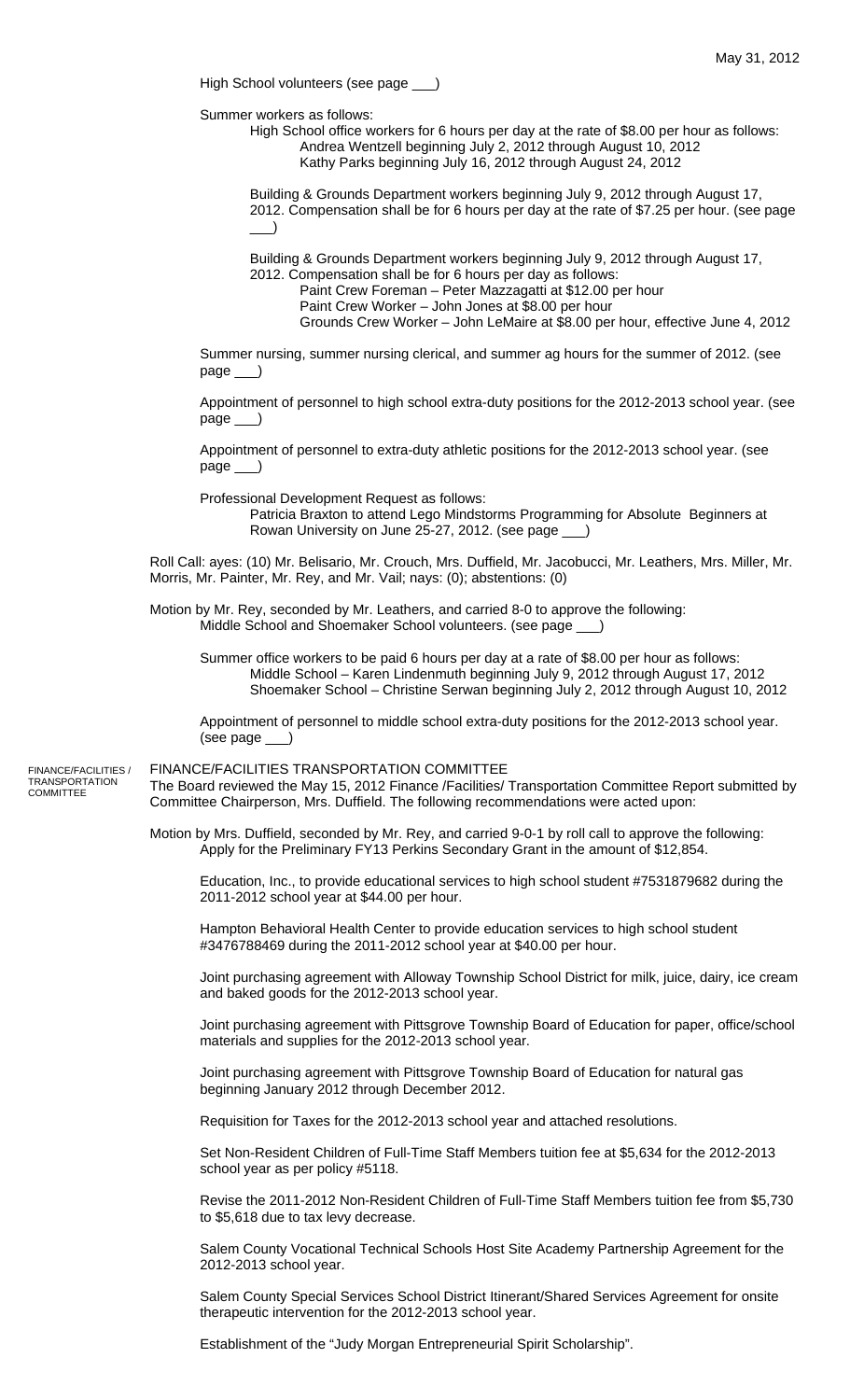High School volunteers (see page ___)

Summer workers as follows:

High School office workers for 6 hours per day at the rate of $8.00 per hour as follows:
- Andrea Wentzell beginning July 2, 2012 through August 10, 2012
- Kathy Parks beginning July 16, 2012 through August 24, 2012

Building & Grounds Department workers beginning July 9, 2012 through August 17, 2012. Compensation shall be for 6 hours per day at the rate of $7.25 per hour. (see page ___)

Building & Grounds Department workers beginning July 9, 2012 through August 17, 2012. Compensation shall be for 6 hours per day as follows:
- Paint Crew Foreman – Peter Mazzagatti at $12.00 per hour
- Paint Crew Worker – John Jones at $8.00 per hour
- Grounds Crew Worker – John LeMaire at $8.00 per hour, effective June 4, 2012

Summer nursing, summer nursing clerical, and summer ag hours for the summer of 2012. (see page ___)

Appointment of personnel to high school extra-duty positions for the 2012-2013 school year. (see page ___)

Appointment of personnel to extra-duty athletic positions for the 2012-2013 school year. (see page ___)

Professional Development Request as follows:

Patricia Braxton to attend Lego Mindstorms Programming for Absolute Beginners at Rowan University on June 25-27, 2012. (see page ___)

Roll Call: ayes: (10) Mr. Belisario, Mr. Crouch, Mrs. Duffield, Mr. Jacobucci, Mr. Leathers, Mrs. Miller, Mr. Morris, Mr. Painter, Mr. Rey, and Mr. Vail; nays: (0); abstentions: (0)

Motion by Mr. Rey, seconded by Mr. Leathers, and carried 8-0 to approve the following:

Middle School and Shoemaker School volunteers. (see page ___)

Summer office workers to be paid 6 hours per day at a rate of $8.00 per hour as follows:
- Middle School – Karen Lindenmuth beginning July 9, 2012 through August 17, 2012
- Shoemaker School – Christine Serwan beginning July 2, 2012 through August 10, 2012

Appointment of personnel to middle school extra-duty positions for the 2012-2013 school year. (see page ___)

## FINANCE/FACILITIES TRANSPORTATION COMMITTEE

The Board reviewed the May 15, 2012 Finance /Facilities/ Transportation Committee Report submitted by Committee Chairperson, Mrs. Duffield. The following recommendations were acted upon:

Motion by Mrs. Duffield, seconded by Mr. Rey, and carried 9-0-1 by roll call to approve the following:

Apply for the Preliminary FY13 Perkins Secondary Grant in the amount of $12,854.

Education, Inc., to provide educational services to high school student #7531879682 during the 2011-2012 school year at $44.00 per hour.

Hampton Behavioral Health Center to provide education services to high school student #3476788469 during the 2011-2012 school year at $40.00 per hour.

Joint purchasing agreement with Alloway Township School District for milk, juice, dairy, ice cream and baked goods for the 2012-2013 school year.

Joint purchasing agreement with Pittsgrove Township Board of Education for paper, office/school materials and supplies for the 2012-2013 school year.

Joint purchasing agreement with Pittsgrove Township Board of Education for natural gas beginning January 2012 through December 2012.

Requisition for Taxes for the 2012-2013 school year and attached resolutions.

Set Non-Resident Children of Full-Time Staff Members tuition fee at $5,634 for the 2012-2013 school year as per policy #5118.

Revise the 2011-2012 Non-Resident Children of Full-Time Staff Members tuition fee from $5,730 to $5,618 due to tax levy decrease.

Salem County Vocational Technical Schools Host Site Academy Partnership Agreement for the 2012-2013 school year.

Salem County Special Services School District Itinerant/Shared Services Agreement for onsite therapeutic intervention for the 2012-2013 school year.

Establishment of the "Judy Morgan Entrepreneurial Spirit Scholarship".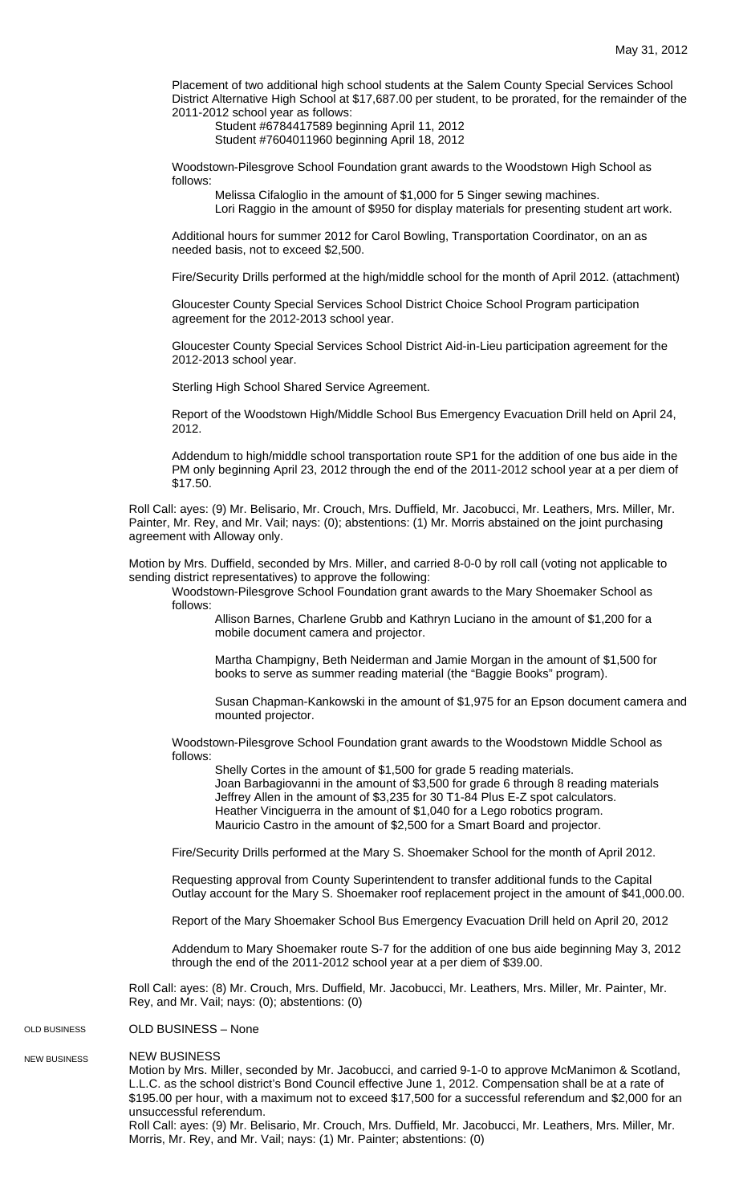Placement of two additional high school students at the Salem County Special Services School District Alternative High School at $17,687.00 per student, to be prorated, for the remainder of the 2011-2012 school year as follows:

Student #6784417589 beginning April 11, 2012
Student #7604011960 beginning April 18, 2012

Woodstown-Pilesgrove School Foundation grant awards to the Woodstown High School as follows:

Melissa Cifaloglio in the amount of $1,000 for 5 Singer sewing machines.
Lori Raggio in the amount of $950 for display materials for presenting student art work.

Additional hours for summer 2012 for Carol Bowling, Transportation Coordinator, on an as needed basis, not to exceed $2,500.

Fire/Security Drills performed at the high/middle school for the month of April 2012. (attachment)

Gloucester County Special Services School District Choice School Program participation agreement for the 2012-2013 school year.

Gloucester County Special Services School District Aid-in-Lieu participation agreement for the 2012-2013 school year.

Sterling High School Shared Service Agreement.

Report of the Woodstown High/Middle School Bus Emergency Evacuation Drill held on April 24, 2012.

Addendum to high/middle school transportation route SP1 for the addition of one bus aide in the PM only beginning April 23, 2012 through the end of the 2011-2012 school year at a per diem of $17.50.

Roll Call: ayes: (9) Mr. Belisario, Mr. Crouch, Mrs. Duffield, Mr. Jacobucci, Mr. Leathers, Mrs. Miller, Mr. Painter, Mr. Rey, and Mr. Vail; nays: (0); abstentions: (1) Mr. Morris abstained on the joint purchasing agreement with Alloway only.

Motion by Mrs. Duffield, seconded by Mrs. Miller, and carried 8-0-0 by roll call (voting not applicable to sending district representatives) to approve the following:

Woodstown-Pilesgrove School Foundation grant awards to the Mary Shoemaker School as follows:

Allison Barnes, Charlene Grubb and Kathryn Luciano in the amount of $1,200 for a mobile document camera and projector.

Martha Champigny, Beth Neiderman and Jamie Morgan in the amount of $1,500 for books to serve as summer reading material (the "Baggie Books" program).

Susan Chapman-Kankowski in the amount of $1,975 for an Epson document camera and mounted projector.

Woodstown-Pilesgrove School Foundation grant awards to the Woodstown Middle School as follows:

Shelly Cortes in the amount of $1,500 for grade 5 reading materials.
Joan Barbagiovanni in the amount of $3,500 for grade 6 through 8 reading materials
Jeffrey Allen in the amount of $3,235 for 30 T1-84 Plus E-Z spot calculators.
Heather Vinciguerra in the amount of $1,040 for a Lego robotics program.
Mauricio Castro in the amount of $2,500 for a Smart Board and projector.

Fire/Security Drills performed at the Mary S. Shoemaker School for the month of April 2012.

Requesting approval from County Superintendent to transfer additional funds to the Capital Outlay account for the Mary S. Shoemaker roof replacement project in the amount of $41,000.00.

Report of the Mary Shoemaker School Bus Emergency Evacuation Drill held on April 20, 2012

Addendum to Mary Shoemaker route S-7 for the addition of one bus aide beginning May 3, 2012 through the end of the 2011-2012 school year at a per diem of $39.00.

Roll Call: ayes: (8) Mr. Crouch, Mrs. Duffield, Mr. Jacobucci, Mr. Leathers, Mrs. Miller, Mr. Painter, Mr. Rey, and Mr. Vail; nays: (0); abstentions: (0)

## OLD BUSINESS

OLD BUSINESS – None

## NEW BUSINESS

NEW BUSINESS

Motion by Mrs. Miller, seconded by Mr. Jacobucci, and carried 9-1-0 to approve McManimon & Scotland, L.L.C. as the school district's Bond Council effective June 1, 2012. Compensation shall be at a rate of $195.00 per hour, with a maximum not to exceed $17,500 for a successful referendum and $2,000 for an unsuccessful referendum.

Roll Call: ayes: (9) Mr. Belisario, Mr. Crouch, Mrs. Duffield, Mr. Jacobucci, Mr. Leathers, Mrs. Miller, Mr. Morris, Mr. Rey, and Mr. Vail; nays: (1) Mr. Painter; abstentions: (0)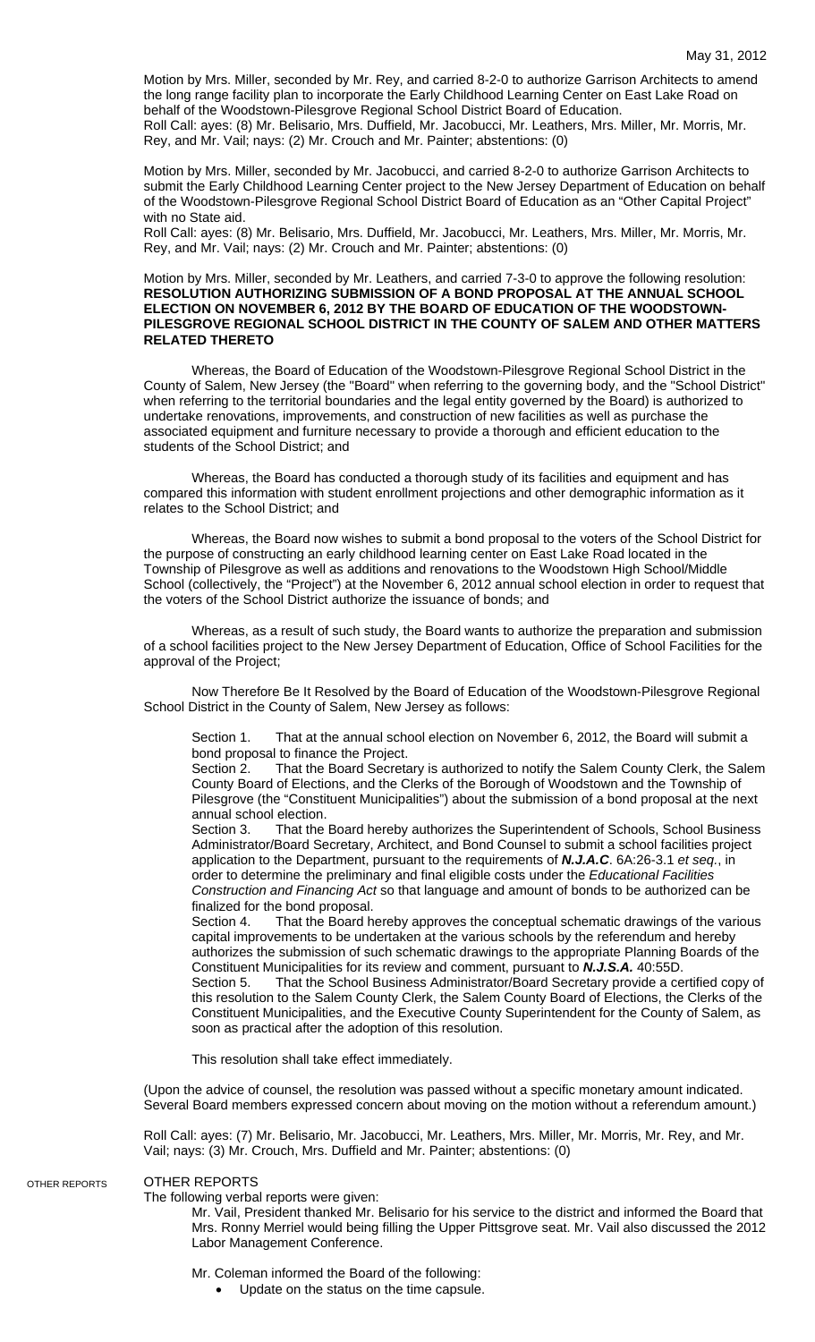Motion by Mrs. Miller, seconded by Mr. Rey, and carried 8-2-0 to authorize Garrison Architects to amend the long range facility plan to incorporate the Early Childhood Learning Center on East Lake Road on behalf of the Woodstown-Pilesgrove Regional School District Board of Education.
Roll Call: ayes: (8) Mr. Belisario, Mrs. Duffield, Mr. Jacobucci, Mr. Leathers, Mrs. Miller, Mr. Morris, Mr. Rey, and Mr. Vail; nays: (2) Mr. Crouch and Mr. Painter; abstentions: (0)

Motion by Mrs. Miller, seconded by Mr. Jacobucci, and carried 8-2-0 to authorize Garrison Architects to submit the Early Childhood Learning Center project to the New Jersey Department of Education on behalf of the Woodstown-Pilesgrove Regional School District Board of Education as an "Other Capital Project" with no State aid.
Roll Call: ayes: (8) Mr. Belisario, Mrs. Duffield, Mr. Jacobucci, Mr. Leathers, Mrs. Miller, Mr. Morris, Mr. Rey, and Mr. Vail; nays: (2) Mr. Crouch and Mr. Painter; abstentions: (0)

Motion by Mrs. Miller, seconded by Mr. Leathers, and carried 7-3-0 to approve the following resolution:
**RESOLUTION AUTHORIZING SUBMISSION OF A BOND PROPOSAL AT THE ANNUAL SCHOOL ELECTION ON NOVEMBER 6, 2012 BY THE BOARD OF EDUCATION OF THE WOODSTOWN-PILESGROVE REGIONAL SCHOOL DISTRICT IN THE COUNTY OF SALEM AND OTHER MATTERS RELATED THERETO**

Whereas, the Board of Education of the Woodstown-Pilesgrove Regional School District in the County of Salem, New Jersey (the "Board" when referring to the governing body, and the "School District" when referring to the territorial boundaries and the legal entity governed by the Board) is authorized to undertake renovations, improvements, and construction of new facilities as well as purchase the associated equipment and furniture necessary to provide a thorough and efficient education to the students of the School District; and

Whereas, the Board has conducted a thorough study of its facilities and equipment and has compared this information with student enrollment projections and other demographic information as it relates to the School District; and

Whereas, the Board now wishes to submit a bond proposal to the voters of the School District for the purpose of constructing an early childhood learning center on East Lake Road located in the Township of Pilesgrove as well as additions and renovations to the Woodstown High School/Middle School (collectively, the "Project") at the November 6, 2012 annual school election in order to request that the voters of the School District authorize the issuance of bonds; and

Whereas, as a result of such study, the Board wants to authorize the preparation and submission of a school facilities project to the New Jersey Department of Education, Office of School Facilities for the approval of the Project;

Now Therefore Be It Resolved by the Board of Education of the Woodstown-Pilesgrove Regional School District in the County of Salem, New Jersey as follows:

Section 1. That at the annual school election on November 6, 2012, the Board will submit a bond proposal to finance the Project.
Section 2. That the Board Secretary is authorized to notify the Salem County Clerk, the Salem County Board of Elections, and the Clerks of the Borough of Woodstown and the Township of Pilesgrove (the "Constituent Municipalities") about the submission of a bond proposal at the next annual school election.
Section 3. That the Board hereby authorizes the Superintendent of Schools, School Business Administrator/Board Secretary, Architect, and Bond Counsel to submit a school facilities project application to the Department, pursuant to the requirements of ***N.J.A.C***. 6A:26-3.1 *et seq*., in order to determine the preliminary and final eligible costs under the *Educational Facilities Construction and Financing Act* so that language and amount of bonds to be authorized can be finalized for the bond proposal.
Section 4. That the Board hereby approves the conceptual schematic drawings of the various capital improvements to be undertaken at the various schools by the referendum and hereby authorizes the submission of such schematic drawings to the appropriate Planning Boards of the Constituent Municipalities for its review and comment, pursuant to ***N.J.S.A.*** 40:55D.
Section 5. That the School Business Administrator/Board Secretary provide a certified copy of this resolution to the Salem County Clerk, the Salem County Board of Elections, the Clerks of the Constituent Municipalities, and the Executive County Superintendent for the County of Salem, as soon as practical after the adoption of this resolution.

This resolution shall take effect immediately.

(Upon the advice of counsel, the resolution was passed without a specific monetary amount indicated. Several Board members expressed concern about moving on the motion without a referendum amount.)

Roll Call: ayes: (7) Mr. Belisario, Mr. Jacobucci, Mr. Leathers, Mrs. Miller, Mr. Morris, Mr. Rey, and Mr. Vail; nays: (3) Mr. Crouch, Mrs. Duffield and Mr. Painter; abstentions: (0)

OTHER REPORTS

## OTHER REPORTS

The following verbal reports were given:

Mr. Vail, President thanked Mr. Belisario for his service to the district and informed the Board that Mrs. Ronny Merriel would being filling the Upper Pittsgrove seat. Mr. Vail also discussed the 2012 Labor Management Conference.

Mr. Coleman informed the Board of the following:

- Update on the status on the time capsule.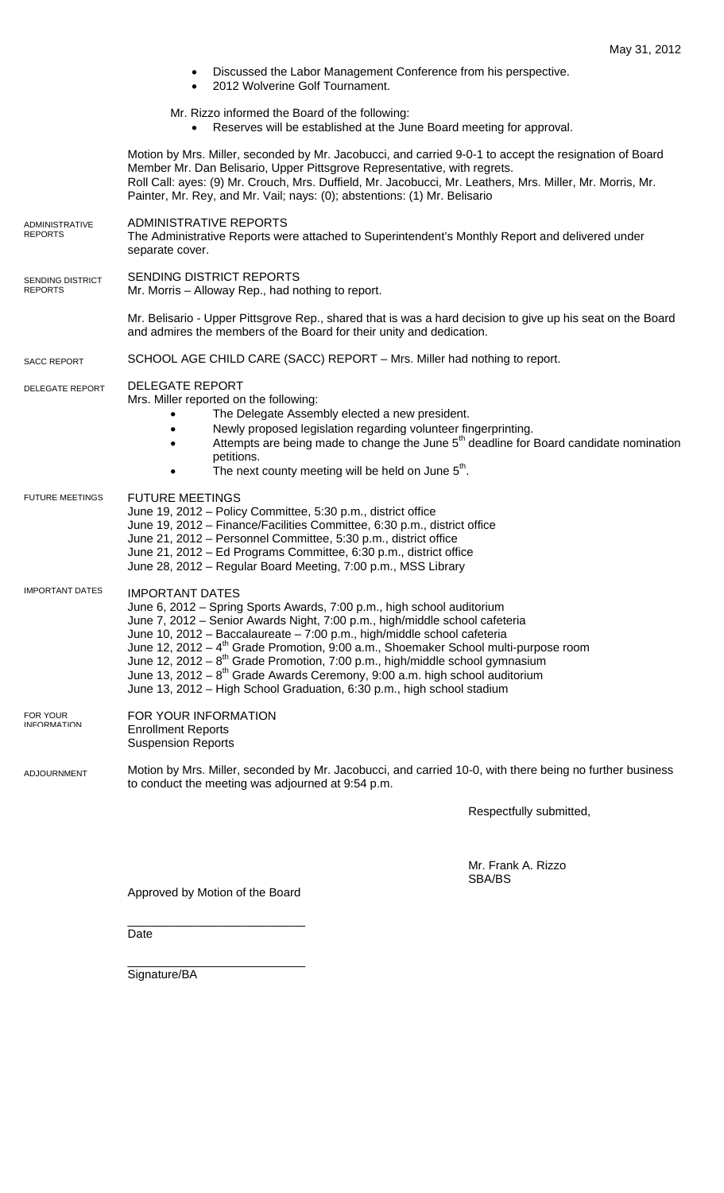- Discussed the Labor Management Conference from his perspective.
- 2012 Wolverine Golf Tournament.

Mr. Rizzo informed the Board of the following:

- Reserves will be established at the June Board meeting for approval.

Motion by Mrs. Miller, seconded by Mr. Jacobucci, and carried 9-0-1 to accept the resignation of Board Member Mr. Dan Belisario, Upper Pittsgrove Representative, with regrets.
Roll Call: ayes: (9) Mr. Crouch, Mrs. Duffield, Mr. Jacobucci, Mr. Leathers, Mrs. Miller, Mr. Morris, Mr. Painter, Mr. Rey, and Mr. Vail; nays: (0); abstentions: (1) Mr. Belisario

ADMINISTRATIVE REPORTS

## ADMINISTRATIVE REPORTS

The Administrative Reports were attached to Superintendent's Monthly Report and delivered under separate cover.

SENDING DISTRICT REPORTS

## SENDING DISTRICT REPORTS

Mr. Morris – Alloway Rep., had nothing to report.

Mr. Belisario - Upper Pittsgrove Rep., shared that is was a hard decision to give up his seat on the Board and admires the members of the Board for their unity and dedication.

SACC REPORT

## SCHOOL AGE CHILD CARE (SACC) REPORT – Mrs. Miller had nothing to report.

DELEGATE REPORT

## DELEGATE REPORT

Mrs. Miller reported on the following:

- The Delegate Assembly elected a new president.
- Newly proposed legislation regarding volunteer fingerprinting.
- Attempts are being made to change the June 5th deadline for Board candidate nomination petitions.
- The next county meeting will be held on June 5th.

FUTURE MEETINGS

## FUTURE MEETINGS

June 19, 2012 – Policy Committee, 5:30 p.m., district office
June 19, 2012 – Finance/Facilities Committee, 6:30 p.m., district office
June 21, 2012 – Personnel Committee, 5:30 p.m., district office
June 21, 2012 – Ed Programs Committee, 6:30 p.m., district office
June 28, 2012 – Regular Board Meeting, 7:00 p.m., MSS Library

IMPORTANT DATES

## IMPORTANT DATES

June 6, 2012 – Spring Sports Awards, 7:00 p.m., high school auditorium
June 7, 2012 – Senior Awards Night, 7:00 p.m., high/middle school cafeteria
June 10, 2012 – Baccalaureate – 7:00 p.m., high/middle school cafeteria
June 12, 2012 – 4th Grade Promotion, 9:00 a.m., Shoemaker School multi-purpose room
June 12, 2012 – 8th Grade Promotion, 7:00 p.m., high/middle school gymnasium
June 13, 2012 – 8th Grade Awards Ceremony, 9:00 a.m. high school auditorium
June 13, 2012 – High School Graduation, 6:30 p.m., high school stadium

FOR YOUR INFORMATION

## FOR YOUR INFORMATION

Enrollment Reports
Suspension Reports

ADJOURNMENT

Motion by Mrs. Miller, seconded by Mr. Jacobucci, and carried 10-0, with there being no further business to conduct the meeting was adjourned at 9:54 p.m.

Respectfully submitted,

Mr. Frank A. Rizzo
SBA/BS

Approved by Motion of the Board

\_\_\_\_\_\_\_\_\_\_\_\_\_\_\_\_\_\_\_\_\_\_\_\_\_\_\_
Date

\_\_\_\_\_\_\_\_\_\_\_\_\_\_\_\_\_\_\_\_\_\_\_\_\_\_\_
Signature/BA